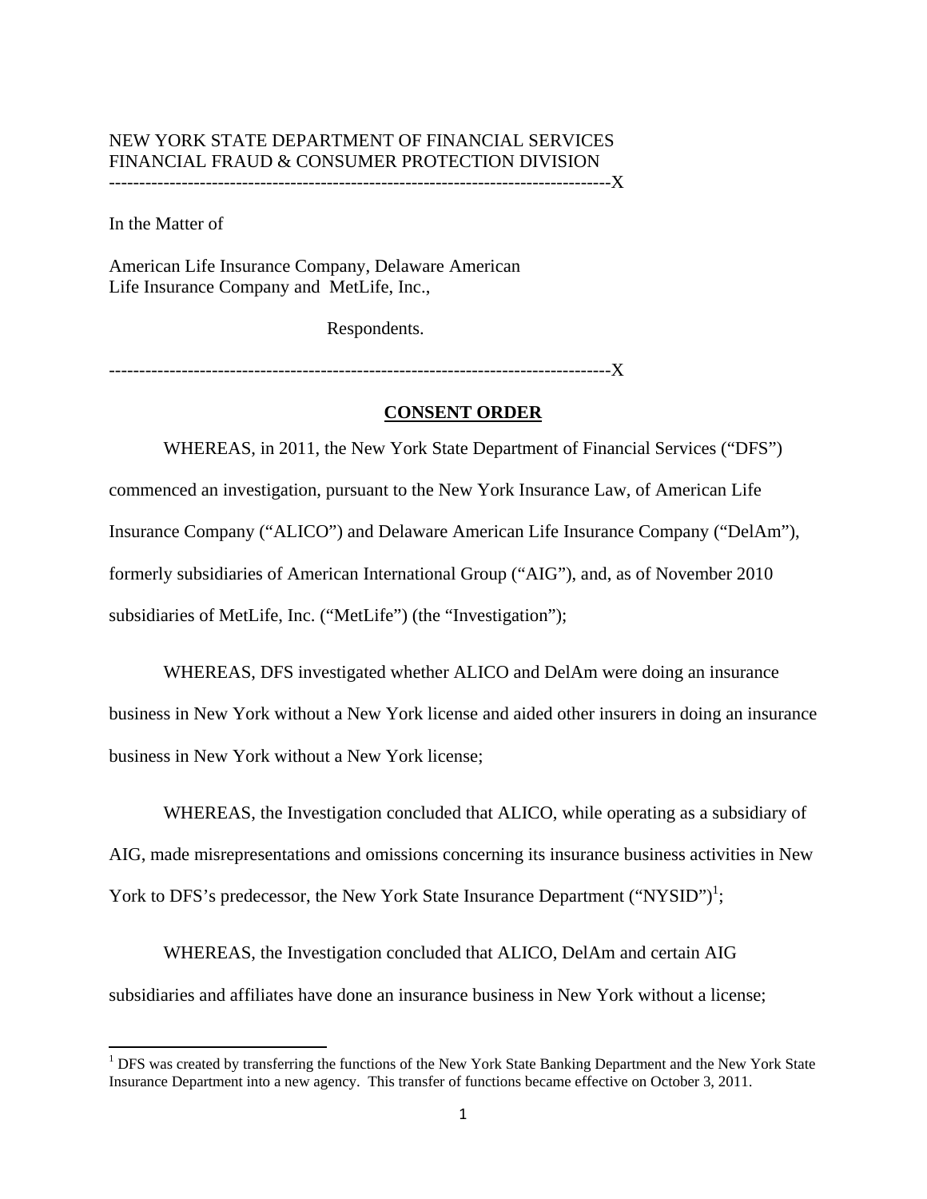NEW YORK STATE DEPARTMENT OF FINANCIAL SERVICES
FINANCIAL FRAUD & CONSUMER PROTECTION DIVISION

---

In the Matter of

American Life Insurance Company, Delaware American Life Insurance Company and MetLife, Inc.,

Respondents.

---

## CONSENT ORDER

WHEREAS, in 2011, the New York State Department of Financial Services ("DFS") commenced an investigation, pursuant to the New York Insurance Law, of American Life Insurance Company ("ALICO") and Delaware American Life Insurance Company ("DelAm"), formerly subsidiaries of American International Group ("AIG"), and, as of November 2010 subsidiaries of MetLife, Inc. ("MetLife") (the "Investigation");

WHEREAS, DFS investigated whether ALICO and DelAm were doing an insurance business in New York without a New York license and aided other insurers in doing an insurance business in New York without a New York license;

WHEREAS, the Investigation concluded that ALICO, while operating as a subsidiary of AIG, made misrepresentations and omissions concerning its insurance business activities in New York to DFS's predecessor, the New York State Insurance Department ("NYSID")[1];

WHEREAS, the Investigation concluded that ALICO, DelAm and certain AIG subsidiaries and affiliates have done an insurance business in New York without a license;

[1] DFS was created by transferring the functions of the New York State Banking Department and the New York State Insurance Department into a new agency. This transfer of functions became effective on October 3, 2011.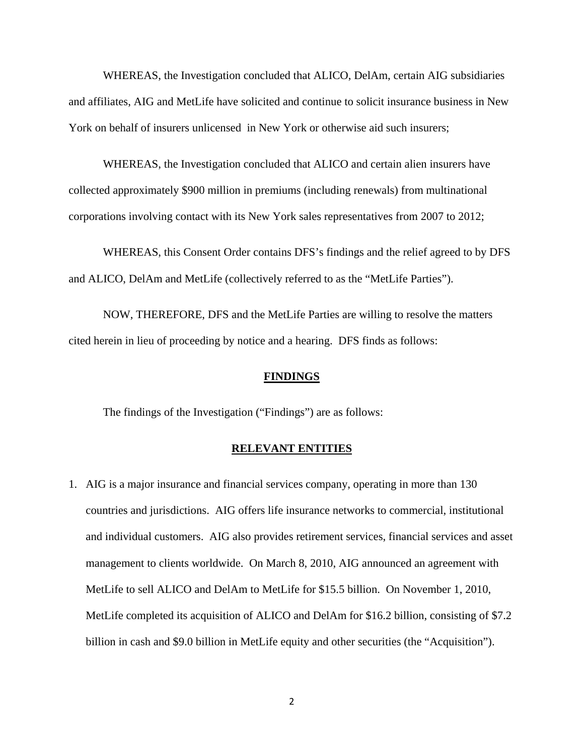WHEREAS, the Investigation concluded that ALICO, DelAm, certain AIG subsidiaries and affiliates, AIG and MetLife have solicited and continue to solicit insurance business in New York on behalf of insurers unlicensed in New York or otherwise aid such insurers;

WHEREAS, the Investigation concluded that ALICO and certain alien insurers have collected approximately $900 million in premiums (including renewals) from multinational corporations involving contact with its New York sales representatives from 2007 to 2012;

WHEREAS, this Consent Order contains DFS's findings and the relief agreed to by DFS and ALICO, DelAm and MetLife (collectively referred to as the "MetLife Parties").

NOW, THEREFORE, DFS and the MetLife Parties are willing to resolve the matters cited herein in lieu of proceeding by notice and a hearing. DFS finds as follows:

## FINDINGS

The findings of the Investigation ("Findings") are as follows:

### RELEVANT ENTITIES

1. AIG is a major insurance and financial services company, operating in more than 130 countries and jurisdictions. AIG offers life insurance networks to commercial, institutional and individual customers. AIG also provides retirement services, financial services and asset management to clients worldwide. On March 8, 2010, AIG announced an agreement with MetLife to sell ALICO and DelAm to MetLife for $15.5 billion. On November 1, 2010, MetLife completed its acquisition of ALICO and DelAm for $16.2 billion, consisting of $7.2 billion in cash and $9.0 billion in MetLife equity and other securities (the "Acquisition").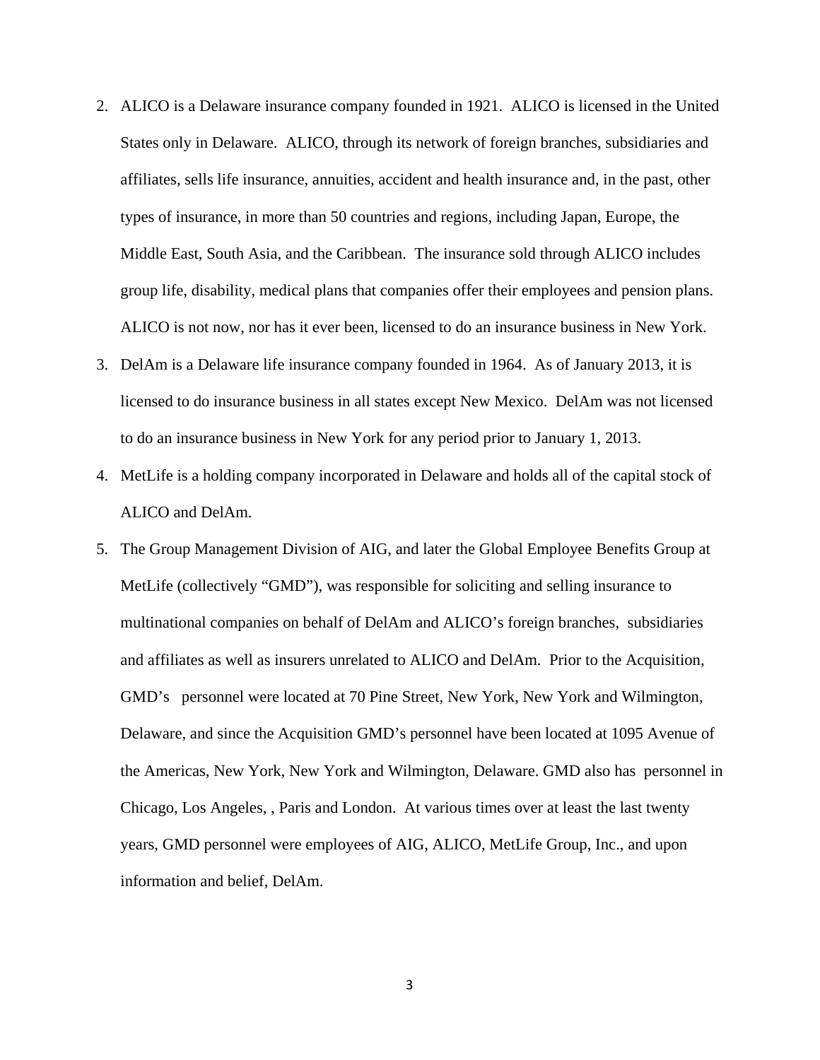2. ALICO is a Delaware insurance company founded in 1921. ALICO is licensed in the United States only in Delaware. ALICO, through its network of foreign branches, subsidiaries and affiliates, sells life insurance, annuities, accident and health insurance and, in the past, other types of insurance, in more than 50 countries and regions, including Japan, Europe, the Middle East, South Asia, and the Caribbean. The insurance sold through ALICO includes group life, disability, medical plans that companies offer their employees and pension plans. ALICO is not now, nor has it ever been, licensed to do an insurance business in New York.

3. DelAm is a Delaware life insurance company founded in 1964. As of January 2013, it is licensed to do insurance business in all states except New Mexico. DelAm was not licensed to do an insurance business in New York for any period prior to January 1, 2013.

4. MetLife is a holding company incorporated in Delaware and holds all of the capital stock of ALICO and DelAm.

5. The Group Management Division of AIG, and later the Global Employee Benefits Group at MetLife (collectively "GMD"), was responsible for soliciting and selling insurance to multinational companies on behalf of DelAm and ALICO's foreign branches, subsidiaries and affiliates as well as insurers unrelated to ALICO and DelAm. Prior to the Acquisition, GMD's personnel were located at 70 Pine Street, New York, New York and Wilmington, Delaware, and since the Acquisition GMD's personnel have been located at 1095 Avenue of the Americas, New York, New York and Wilmington, Delaware. GMD also has personnel in Chicago, Los Angeles, , Paris and London. At various times over at least the last twenty years, GMD personnel were employees of AIG, ALICO, MetLife Group, Inc., and upon information and belief, DelAm.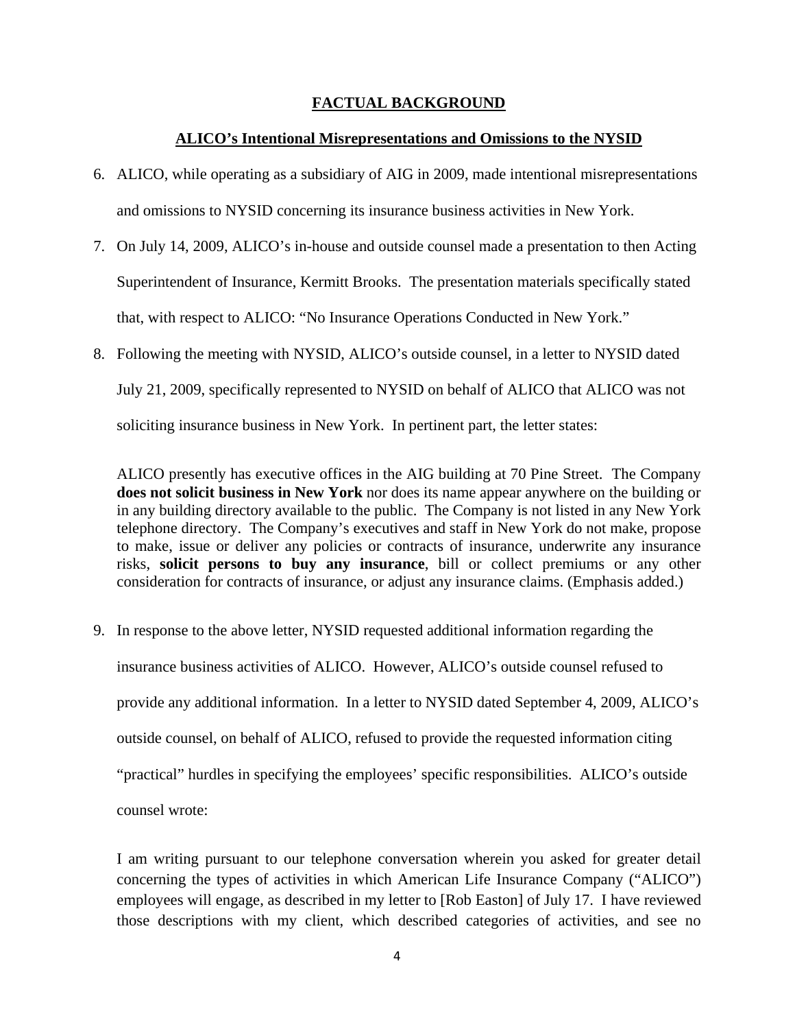## FACTUAL BACKGROUND

### ALICO's Intentional Misrepresentations and Omissions to the NYSID

6. ALICO, while operating as a subsidiary of AIG in 2009, made intentional misrepresentations and omissions to NYSID concerning its insurance business activities in New York.

7. On July 14, 2009, ALICO's in-house and outside counsel made a presentation to then Acting Superintendent of Insurance, Kermitt Brooks. The presentation materials specifically stated that, with respect to ALICO: "No Insurance Operations Conducted in New York."

8. Following the meeting with NYSID, ALICO's outside counsel, in a letter to NYSID dated July 21, 2009, specifically represented to NYSID on behalf of ALICO that ALICO was not soliciting insurance business in New York. In pertinent part, the letter states:

> ALICO presently has executive offices in the AIG building at 70 Pine Street. The Company **does not solicit business in New York** nor does its name appear anywhere on the building or in any building directory available to the public. The Company is not listed in any New York telephone directory. The Company's executives and staff in New York do not make, propose to make, issue or deliver any policies or contracts of insurance, underwrite any insurance risks, **solicit persons to buy any insurance**, bill or collect premiums or any other consideration for contracts of insurance, or adjust any insurance claims. (Emphasis added.)

9. In response to the above letter, NYSID requested additional information regarding the insurance business activities of ALICO. However, ALICO's outside counsel refused to provide any additional information. In a letter to NYSID dated September 4, 2009, ALICO's outside counsel, on behalf of ALICO, refused to provide the requested information citing "practical" hurdles in specifying the employees' specific responsibilities. ALICO's outside counsel wrote:

> I am writing pursuant to our telephone conversation wherein you asked for greater detail concerning the types of activities in which American Life Insurance Company ("ALICO") employees will engage, as described in my letter to [Rob Easton] of July 17. I have reviewed those descriptions with my client, which described categories of activities, and see no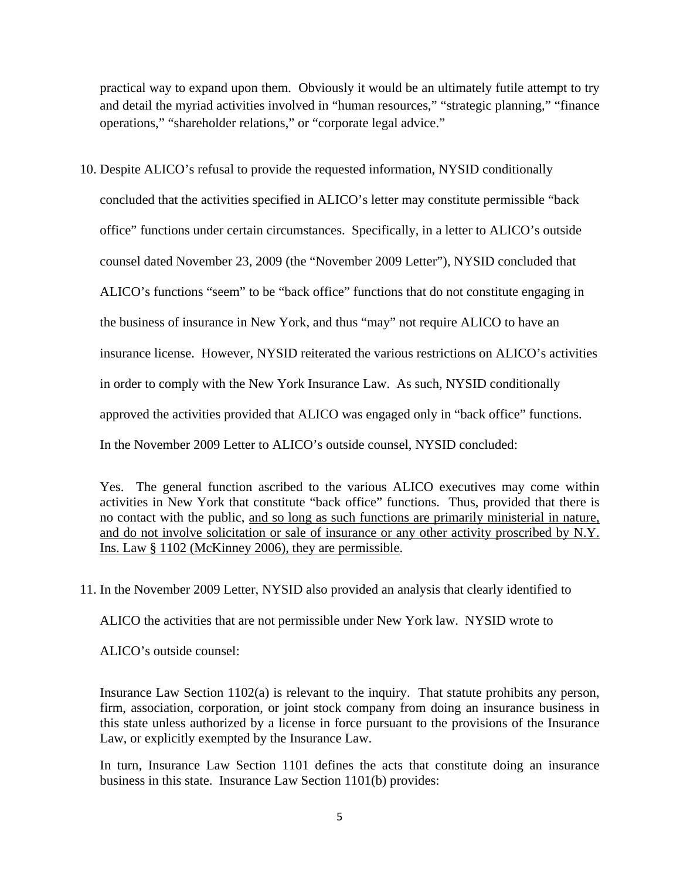practical way to expand upon them. Obviously it would be an ultimately futile attempt to try and detail the myriad activities involved in "human resources," "strategic planning," "finance operations," "shareholder relations," or "corporate legal advice."

10. Despite ALICO's refusal to provide the requested information, NYSID conditionally concluded that the activities specified in ALICO's letter may constitute permissible "back office" functions under certain circumstances. Specifically, in a letter to ALICO's outside counsel dated November 23, 2009 (the "November 2009 Letter"), NYSID concluded that ALICO's functions "seem" to be "back office" functions that do not constitute engaging in the business of insurance in New York, and thus "may" not require ALICO to have an insurance license. However, NYSID reiterated the various restrictions on ALICO's activities in order to comply with the New York Insurance Law. As such, NYSID conditionally approved the activities provided that ALICO was engaged only in "back office" functions. In the November 2009 Letter to ALICO's outside counsel, NYSID concluded:

> Yes. The general function ascribed to the various ALICO executives may come within activities in New York that constitute "back office" functions. Thus, provided that there is no contact with the public, <u>and so long as such functions are primarily ministerial in nature, and do not involve solicitation or sale of insurance or any other activity proscribed by N.Y. Ins. Law § 1102 (McKinney 2006), they are permissible</u>.

11. In the November 2009 Letter, NYSID also provided an analysis that clearly identified to ALICO the activities that are not permissible under New York law. NYSID wrote to ALICO's outside counsel:

> Insurance Law Section 1102(a) is relevant to the inquiry. That statute prohibits any person, firm, association, corporation, or joint stock company from doing an insurance business in this state unless authorized by a license in force pursuant to the provisions of the Insurance Law, or explicitly exempted by the Insurance Law.
>
> In turn, Insurance Law Section 1101 defines the acts that constitute doing an insurance business in this state. Insurance Law Section 1101(b) provides: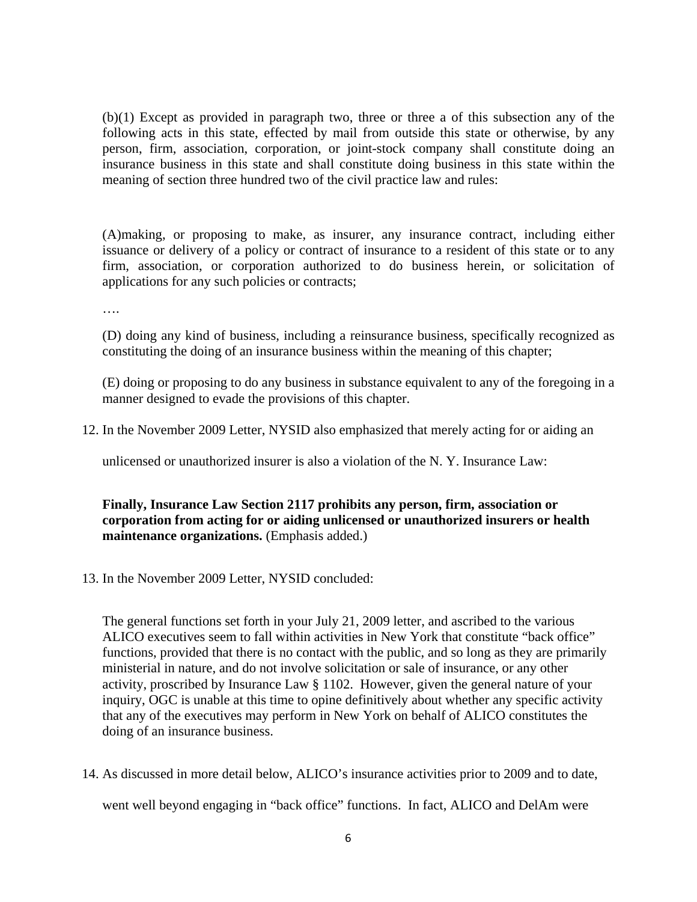(b)(1) Except as provided in paragraph two, three or three a of this subsection any of the following acts in this state, effected by mail from outside this state or otherwise, by any person, firm, association, corporation, or joint-stock company shall constitute doing an insurance business in this state and shall constitute doing business in this state within the meaning of section three hundred two of the civil practice law and rules:

(A)making, or proposing to make, as insurer, any insurance contract, including either issuance or delivery of a policy or contract of insurance to a resident of this state or to any firm, association, or corporation authorized to do business herein, or solicitation of applications for any such policies or contracts;

….

(D) doing any kind of business, including a reinsurance business, specifically recognized as constituting the doing of an insurance business within the meaning of this chapter;

(E) doing or proposing to do any business in substance equivalent to any of the foregoing in a manner designed to evade the provisions of this chapter.

12. In the November 2009 Letter, NYSID also emphasized that merely acting for or aiding an unlicensed or unauthorized insurer is also a violation of the N. Y. Insurance Law:

    **Finally, Insurance Law Section 2117 prohibits any person, firm, association or corporation from acting for or aiding unlicensed or unauthorized insurers or health maintenance organizations.** (Emphasis added.)

13. In the November 2009 Letter, NYSID concluded:

    The general functions set forth in your July 21, 2009 letter, and ascribed to the various ALICO executives seem to fall within activities in New York that constitute "back office" functions, provided that there is no contact with the public, and so long as they are primarily ministerial in nature, and do not involve solicitation or sale of insurance, or any other activity, proscribed by Insurance Law § 1102. However, given the general nature of your inquiry, OGC is unable at this time to opine definitively about whether any specific activity that any of the executives may perform in New York on behalf of ALICO constitutes the doing of an insurance business.

14. As discussed in more detail below, ALICO's insurance activities prior to 2009 and to date, went well beyond engaging in "back office" functions. In fact, ALICO and DelAm were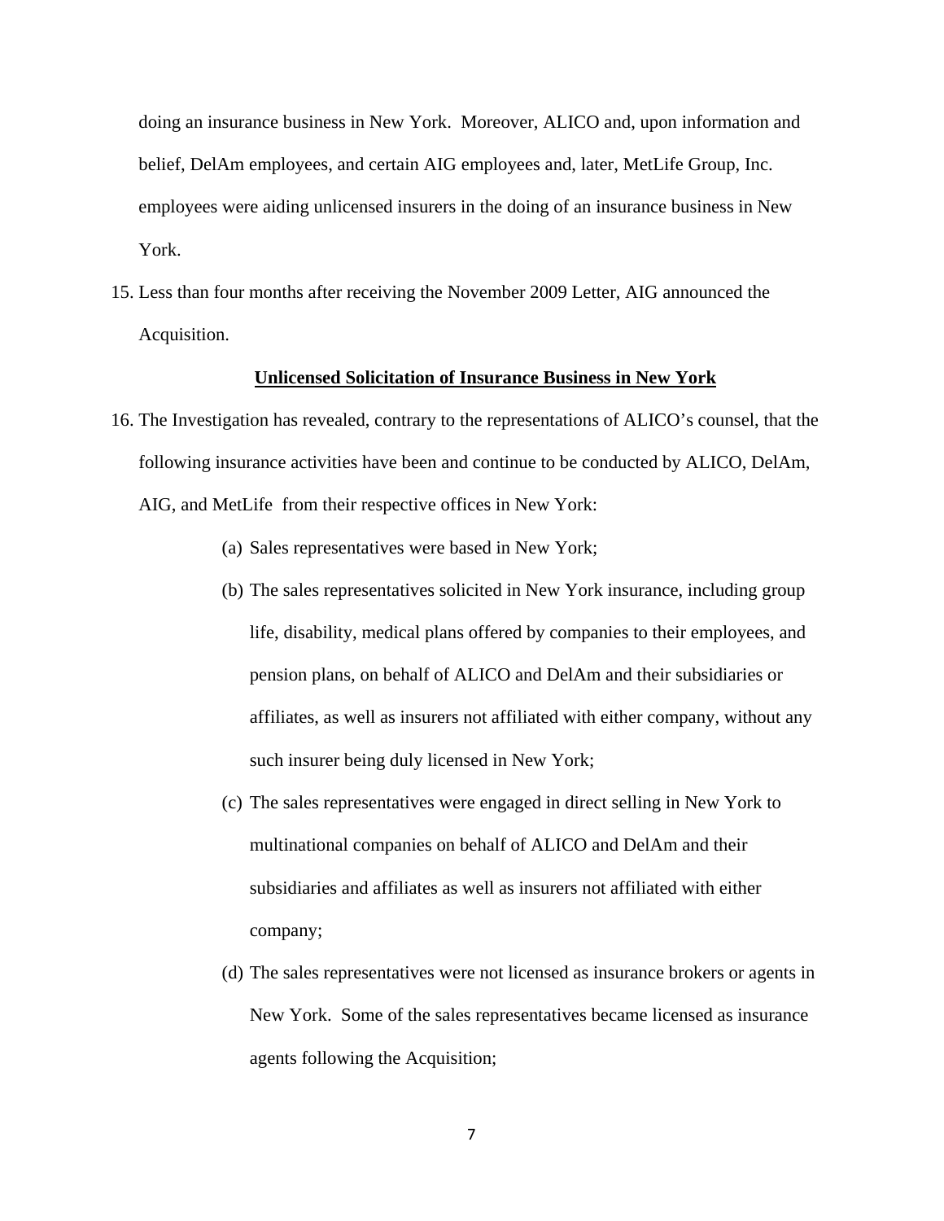doing an insurance business in New York. Moreover, ALICO and, upon information and belief, DelAm employees, and certain AIG employees and, later, MetLife Group, Inc. employees were aiding unlicensed insurers in the doing of an insurance business in New York.

15. Less than four months after receiving the November 2009 Letter, AIG announced the Acquisition.

**Unlicensed Solicitation of Insurance Business in New York**

16. The Investigation has revealed, contrary to the representations of ALICO's counsel, that the following insurance activities have been and continue to be conducted by ALICO, DelAm, AIG, and MetLife from their respective offices in New York:

    (a) Sales representatives were based in New York;

    (b) The sales representatives solicited in New York insurance, including group life, disability, medical plans offered by companies to their employees, and pension plans, on behalf of ALICO and DelAm and their subsidiaries or affiliates, as well as insurers not affiliated with either company, without any such insurer being duly licensed in New York;

    (c) The sales representatives were engaged in direct selling in New York to multinational companies on behalf of ALICO and DelAm and their subsidiaries and affiliates as well as insurers not affiliated with either company;

    (d) The sales representatives were not licensed as insurance brokers or agents in New York. Some of the sales representatives became licensed as insurance agents following the Acquisition;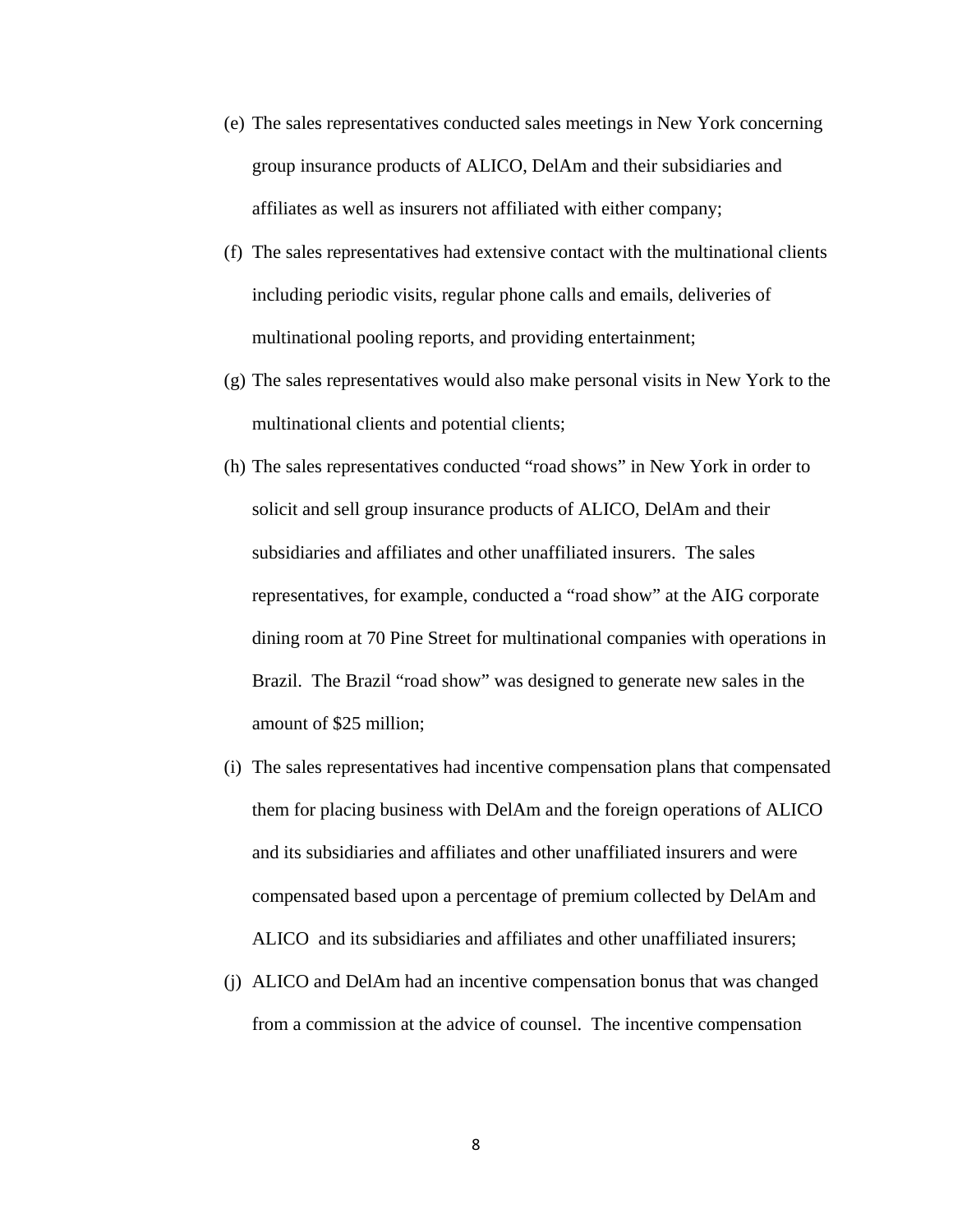(e) The sales representatives conducted sales meetings in New York concerning group insurance products of ALICO, DelAm and their subsidiaries and affiliates as well as insurers not affiliated with either company;

(f) The sales representatives had extensive contact with the multinational clients including periodic visits, regular phone calls and emails, deliveries of multinational pooling reports, and providing entertainment;

(g) The sales representatives would also make personal visits in New York to the multinational clients and potential clients;

(h) The sales representatives conducted "road shows" in New York in order to solicit and sell group insurance products of ALICO, DelAm and their subsidiaries and affiliates and other unaffiliated insurers. The sales representatives, for example, conducted a "road show" at the AIG corporate dining room at 70 Pine Street for multinational companies with operations in Brazil. The Brazil "road show" was designed to generate new sales in the amount of $25 million;

(i) The sales representatives had incentive compensation plans that compensated them for placing business with DelAm and the foreign operations of ALICO and its subsidiaries and affiliates and other unaffiliated insurers and were compensated based upon a percentage of premium collected by DelAm and ALICO and its subsidiaries and affiliates and other unaffiliated insurers;

(j) ALICO and DelAm had an incentive compensation bonus that was changed from a commission at the advice of counsel. The incentive compensation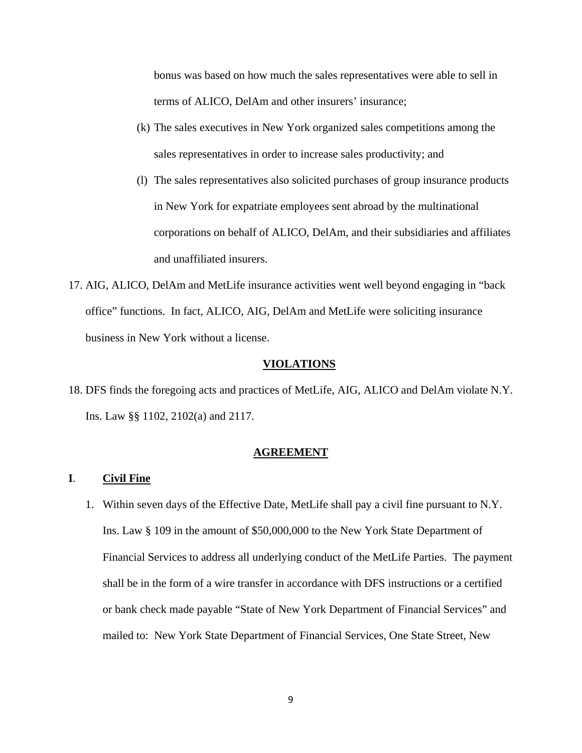bonus was based on how much the sales representatives were able to sell in terms of ALICO, DelAm and other insurers' insurance;

(k) The sales executives in New York organized sales competitions among the sales representatives in order to increase sales productivity; and

(l) The sales representatives also solicited purchases of group insurance products in New York for expatriate employees sent abroad by the multinational corporations on behalf of ALICO, DelAm, and their subsidiaries and affiliates and unaffiliated insurers.

17. AIG, ALICO, DelAm and MetLife insurance activities went well beyond engaging in "back office" functions. In fact, ALICO, AIG, DelAm and MetLife were soliciting insurance business in New York without a license.

## VIOLATIONS

18. DFS finds the foregoing acts and practices of MetLife, AIG, ALICO and DelAm violate N.Y. Ins. Law §§ 1102, 2102(a) and 2117.

## AGREEMENT

### I. Civil Fine

1. Within seven days of the Effective Date, MetLife shall pay a civil fine pursuant to N.Y. Ins. Law § 109 in the amount of $50,000,000 to the New York State Department of Financial Services to address all underlying conduct of the MetLife Parties. The payment shall be in the form of a wire transfer in accordance with DFS instructions or a certified or bank check made payable "State of New York Department of Financial Services" and mailed to: New York State Department of Financial Services, One State Street, New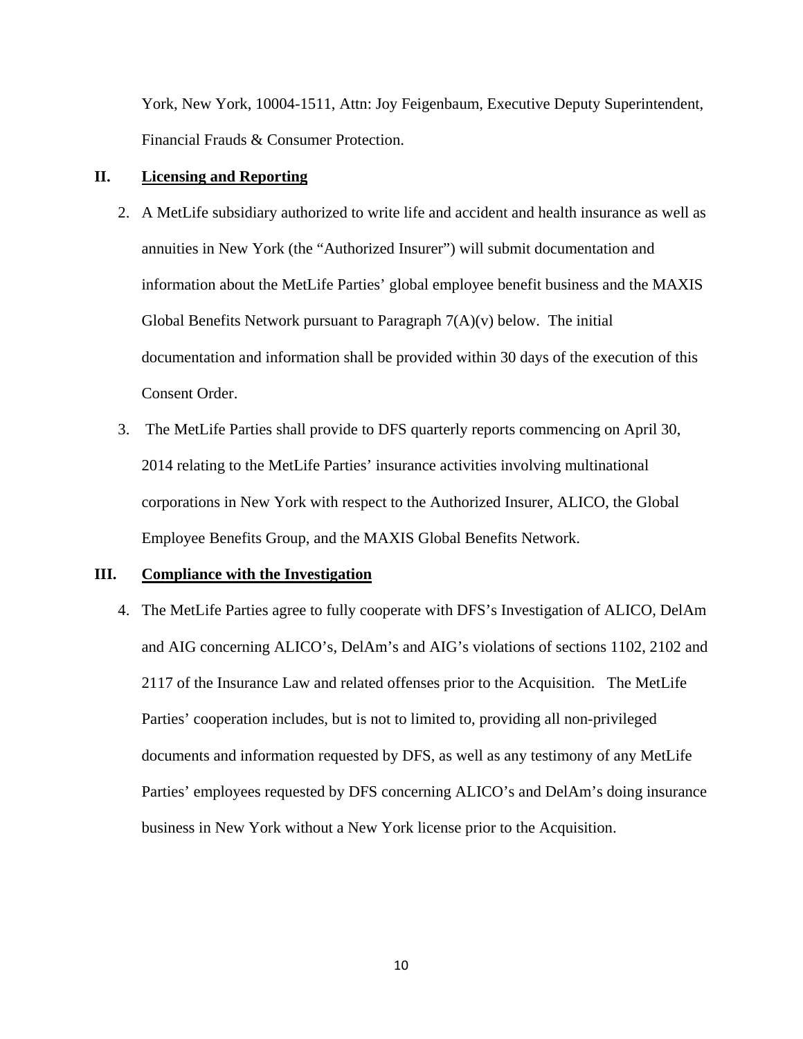York, New York, 10004-1511, Attn: Joy Feigenbaum, Executive Deputy Superintendent, Financial Frauds & Consumer Protection.

## II. Licensing and Reporting

2. A MetLife subsidiary authorized to write life and accident and health insurance as well as annuities in New York (the "Authorized Insurer") will submit documentation and information about the MetLife Parties' global employee benefit business and the MAXIS Global Benefits Network pursuant to Paragraph 7(A)(v) below. The initial documentation and information shall be provided within 30 days of the execution of this Consent Order.

3. The MetLife Parties shall provide to DFS quarterly reports commencing on April 30, 2014 relating to the MetLife Parties' insurance activities involving multinational corporations in New York with respect to the Authorized Insurer, ALICO, the Global Employee Benefits Group, and the MAXIS Global Benefits Network.

## III. Compliance with the Investigation

4. The MetLife Parties agree to fully cooperate with DFS's Investigation of ALICO, DelAm and AIG concerning ALICO's, DelAm's and AIG's violations of sections 1102, 2102 and 2117 of the Insurance Law and related offenses prior to the Acquisition. The MetLife Parties' cooperation includes, but is not to limited to, providing all non-privileged documents and information requested by DFS, as well as any testimony of any MetLife Parties' employees requested by DFS concerning ALICO's and DelAm's doing insurance business in New York without a New York license prior to the Acquisition.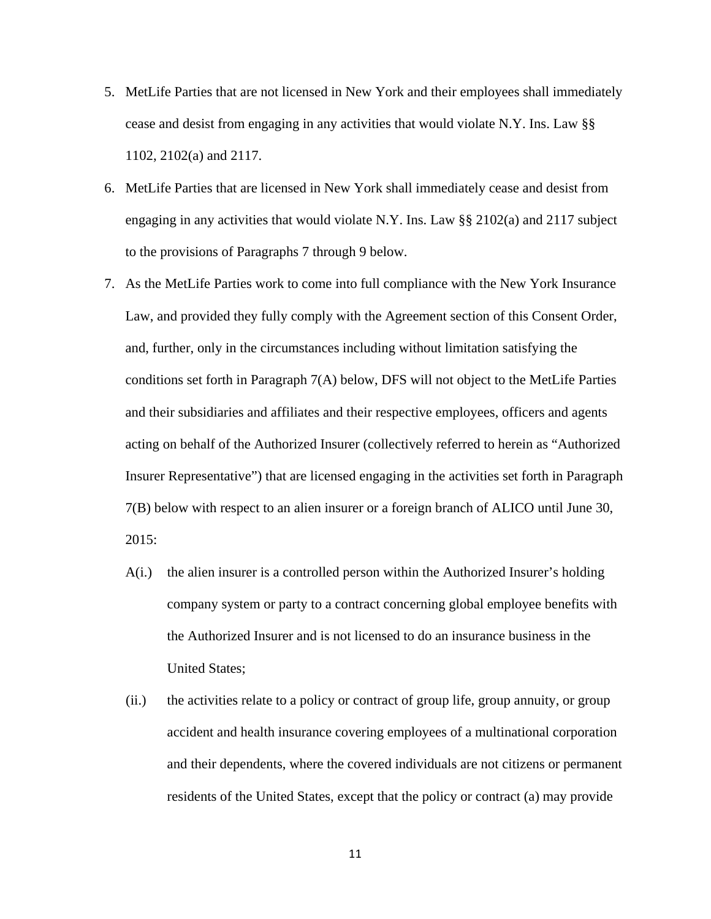5. MetLife Parties that are not licensed in New York and their employees shall immediately cease and desist from engaging in any activities that would violate N.Y. Ins. Law §§ 1102, 2102(a) and 2117.

6. MetLife Parties that are licensed in New York shall immediately cease and desist from engaging in any activities that would violate N.Y. Ins. Law §§ 2102(a) and 2117 subject to the provisions of Paragraphs 7 through 9 below.

7. As the MetLife Parties work to come into full compliance with the New York Insurance Law, and provided they fully comply with the Agreement section of this Consent Order, and, further, only in the circumstances including without limitation satisfying the conditions set forth in Paragraph 7(A) below, DFS will not object to the MetLife Parties and their subsidiaries and affiliates and their respective employees, officers and agents acting on behalf of the Authorized Insurer (collectively referred to herein as "Authorized Insurer Representative") that are licensed engaging in the activities set forth in Paragraph 7(B) below with respect to an alien insurer or a foreign branch of ALICO until June 30, 2015:

   A(i.) the alien insurer is a controlled person within the Authorized Insurer's holding company system or party to a contract concerning global employee benefits with the Authorized Insurer and is not licensed to do an insurance business in the United States;

   (ii.) the activities relate to a policy or contract of group life, group annuity, or group accident and health insurance covering employees of a multinational corporation and their dependents, where the covered individuals are not citizens or permanent residents of the United States, except that the policy or contract (a) may provide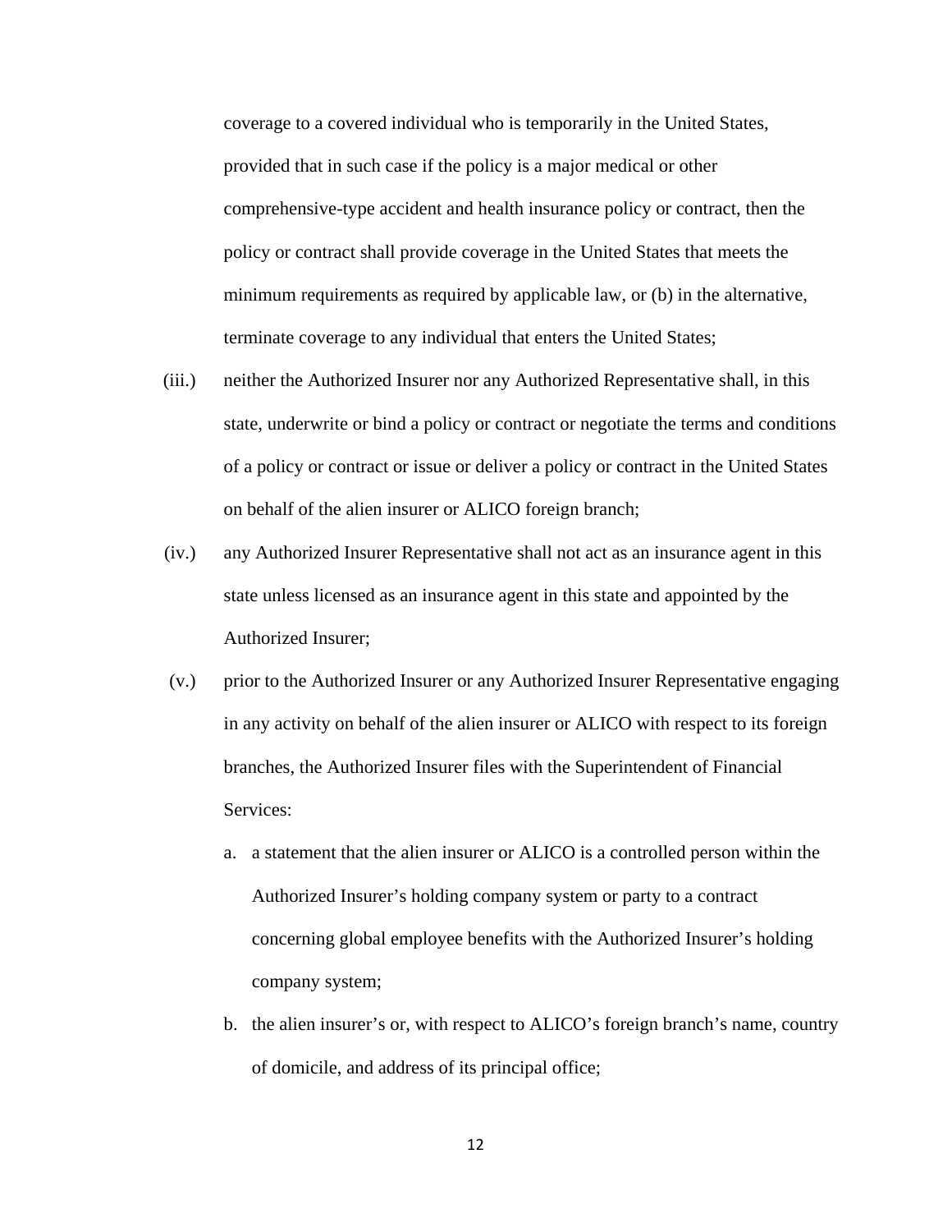coverage to a covered individual who is temporarily in the United States, provided that in such case if the policy is a major medical or other comprehensive-type accident and health insurance policy or contract, then the policy or contract shall provide coverage in the United States that meets the minimum requirements as required by applicable law, or (b) in the alternative, terminate coverage to any individual that enters the United States;

(iii.) neither the Authorized Insurer nor any Authorized Representative shall, in this state, underwrite or bind a policy or contract or negotiate the terms and conditions of a policy or contract or issue or deliver a policy or contract in the United States on behalf of the alien insurer or ALICO foreign branch;

(iv.) any Authorized Insurer Representative shall not act as an insurance agent in this state unless licensed as an insurance agent in this state and appointed by the Authorized Insurer;

(v.) prior to the Authorized Insurer or any Authorized Insurer Representative engaging in any activity on behalf of the alien insurer or ALICO with respect to its foreign branches, the Authorized Insurer files with the Superintendent of Financial Services:

a. a statement that the alien insurer or ALICO is a controlled person within the Authorized Insurer's holding company system or party to a contract concerning global employee benefits with the Authorized Insurer's holding company system;

b. the alien insurer's or, with respect to ALICO's foreign branch's name, country of domicile, and address of its principal office;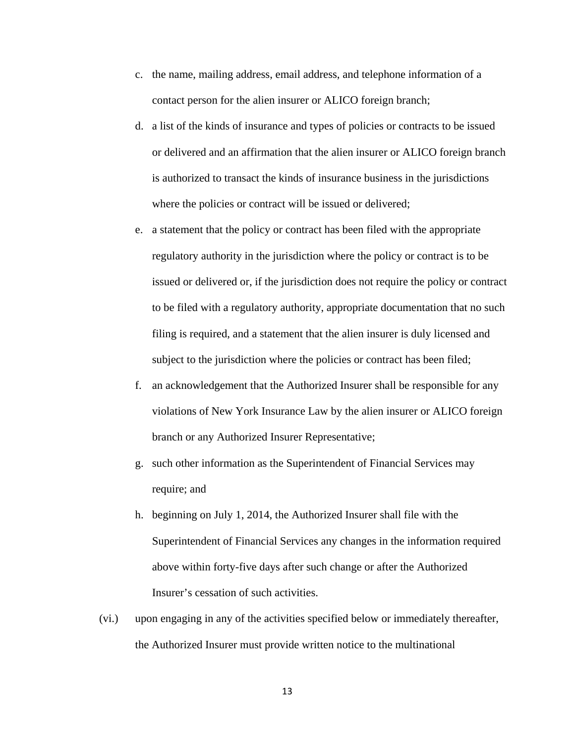c. the name, mailing address, email address, and telephone information of a contact person for the alien insurer or ALICO foreign branch;

d. a list of the kinds of insurance and types of policies or contracts to be issued or delivered and an affirmation that the alien insurer or ALICO foreign branch is authorized to transact the kinds of insurance business in the jurisdictions where the policies or contract will be issued or delivered;

e. a statement that the policy or contract has been filed with the appropriate regulatory authority in the jurisdiction where the policy or contract is to be issued or delivered or, if the jurisdiction does not require the policy or contract to be filed with a regulatory authority, appropriate documentation that no such filing is required, and a statement that the alien insurer is duly licensed and subject to the jurisdiction where the policies or contract has been filed;

f. an acknowledgement that the Authorized Insurer shall be responsible for any violations of New York Insurance Law by the alien insurer or ALICO foreign branch or any Authorized Insurer Representative;

g. such other information as the Superintendent of Financial Services may require; and

h. beginning on July 1, 2014, the Authorized Insurer shall file with the Superintendent of Financial Services any changes in the information required above within forty-five days after such change or after the Authorized Insurer's cessation of such activities.

(vi.) upon engaging in any of the activities specified below or immediately thereafter, the Authorized Insurer must provide written notice to the multinational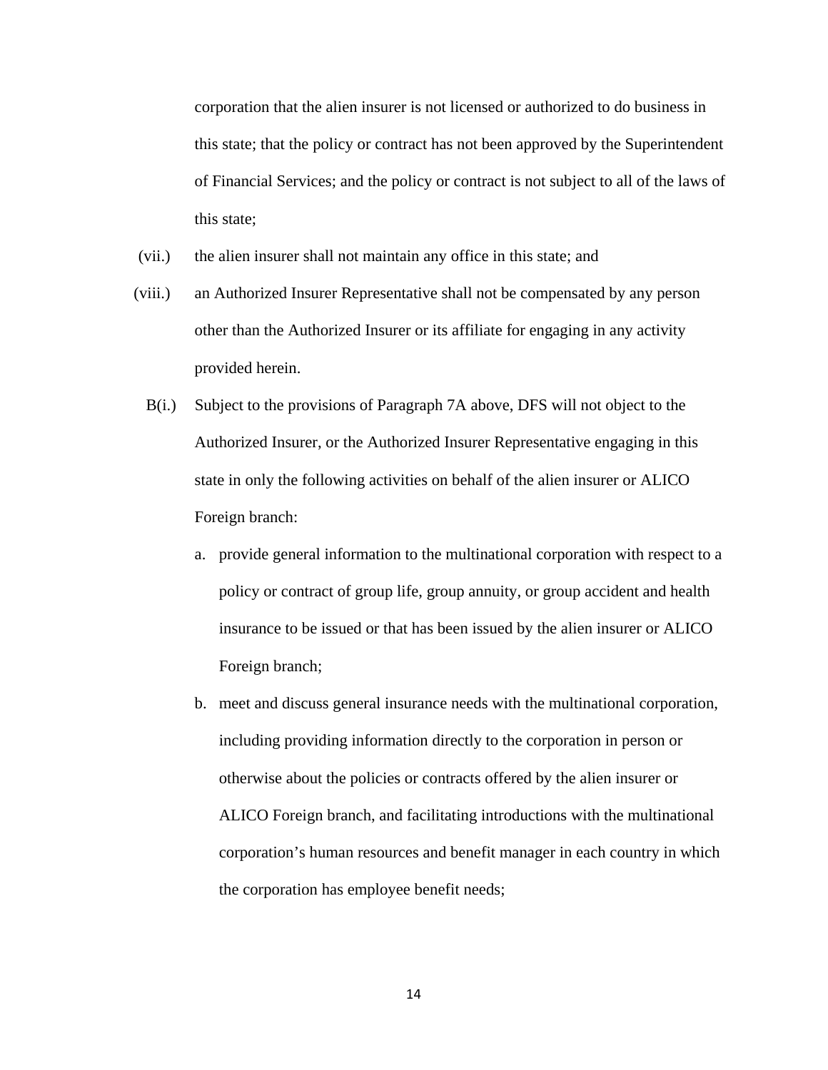corporation that the alien insurer is not licensed or authorized to do business in this state; that the policy or contract has not been approved by the Superintendent of Financial Services; and the policy or contract is not subject to all of the laws of this state;

(vii.) the alien insurer shall not maintain any office in this state; and

(viii.) an Authorized Insurer Representative shall not be compensated by any person other than the Authorized Insurer or its affiliate for engaging in any activity provided herein.

B(i.) Subject to the provisions of Paragraph 7A above, DFS will not object to the Authorized Insurer, or the Authorized Insurer Representative engaging in this state in only the following activities on behalf of the alien insurer or ALICO Foreign branch:

a. provide general information to the multinational corporation with respect to a policy or contract of group life, group annuity, or group accident and health insurance to be issued or that has been issued by the alien insurer or ALICO Foreign branch;

b. meet and discuss general insurance needs with the multinational corporation, including providing information directly to the corporation in person or otherwise about the policies or contracts offered by the alien insurer or ALICO Foreign branch, and facilitating introductions with the multinational corporation's human resources and benefit manager in each country in which the corporation has employee benefit needs;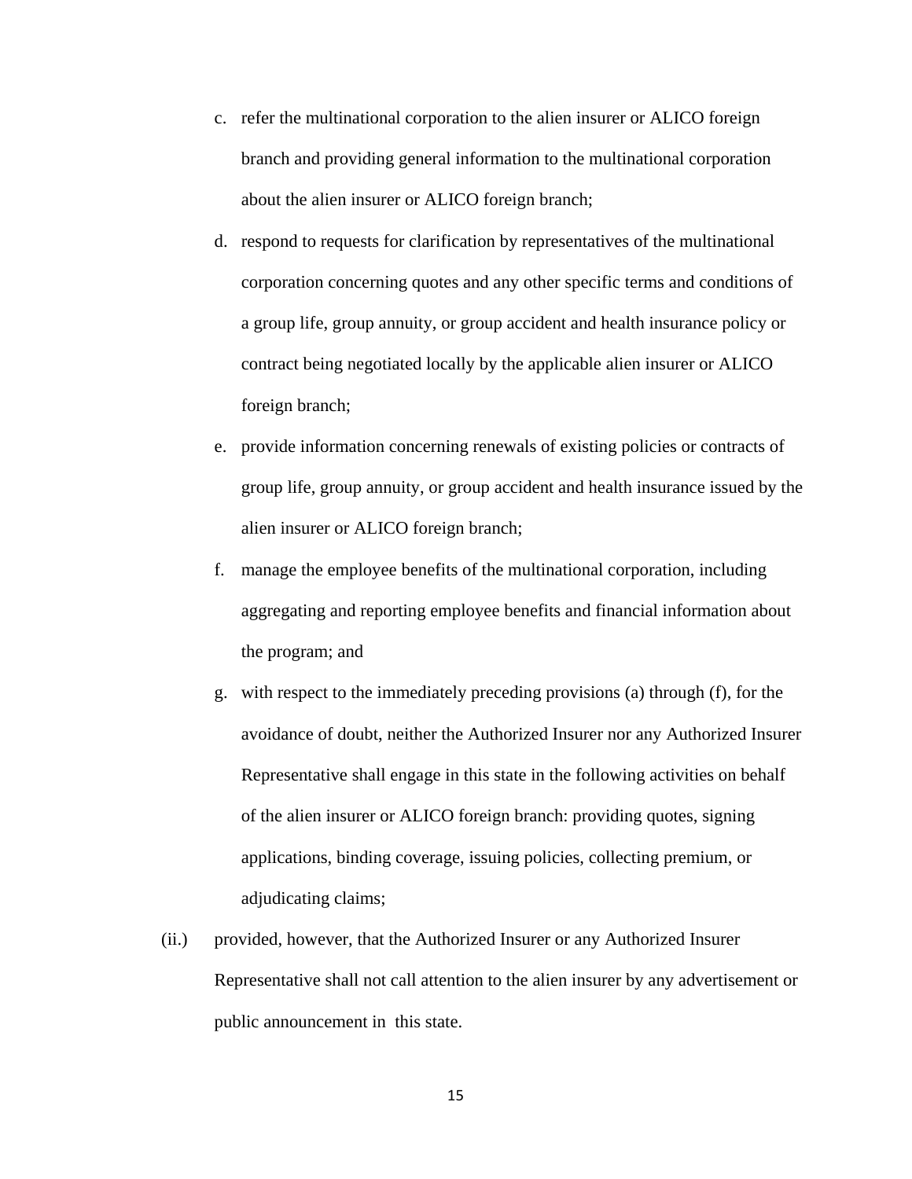c. refer the multinational corporation to the alien insurer or ALICO foreign branch and providing general information to the multinational corporation about the alien insurer or ALICO foreign branch;

d. respond to requests for clarification by representatives of the multinational corporation concerning quotes and any other specific terms and conditions of a group life, group annuity, or group accident and health insurance policy or contract being negotiated locally by the applicable alien insurer or ALICO foreign branch;

e. provide information concerning renewals of existing policies or contracts of group life, group annuity, or group accident and health insurance issued by the alien insurer or ALICO foreign branch;

f. manage the employee benefits of the multinational corporation, including aggregating and reporting employee benefits and financial information about the program; and

g. with respect to the immediately preceding provisions (a) through (f), for the avoidance of doubt, neither the Authorized Insurer nor any Authorized Insurer Representative shall engage in this state in the following activities on behalf of the alien insurer or ALICO foreign branch: providing quotes, signing applications, binding coverage, issuing policies, collecting premium, or adjudicating claims;

(ii.) provided, however, that the Authorized Insurer or any Authorized Insurer Representative shall not call attention to the alien insurer by any advertisement or public announcement in this state.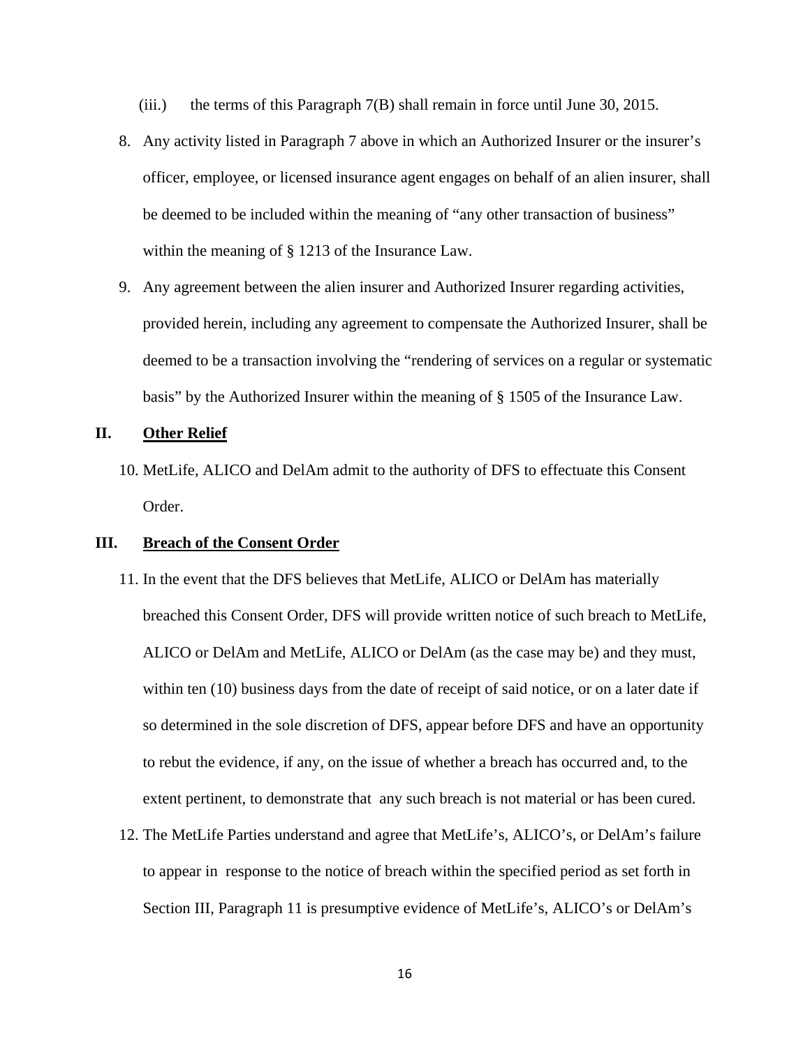(iii.) the terms of this Paragraph 7(B) shall remain in force until June 30, 2015.

8. Any activity listed in Paragraph 7 above in which an Authorized Insurer or the insurer's officer, employee, or licensed insurance agent engages on behalf of an alien insurer, shall be deemed to be included within the meaning of "any other transaction of business" within the meaning of § 1213 of the Insurance Law.

9. Any agreement between the alien insurer and Authorized Insurer regarding activities, provided herein, including any agreement to compensate the Authorized Insurer, shall be deemed to be a transaction involving the "rendering of services on a regular or systematic basis" by the Authorized Insurer within the meaning of § 1505 of the Insurance Law.

## II. <u>Other Relief</u>

10. MetLife, ALICO and DelAm admit to the authority of DFS to effectuate this Consent Order.

## III. <u>Breach of the Consent Order</u>

11. In the event that the DFS believes that MetLife, ALICO or DelAm has materially breached this Consent Order, DFS will provide written notice of such breach to MetLife, ALICO or DelAm and MetLife, ALICO or DelAm (as the case may be) and they must, within ten (10) business days from the date of receipt of said notice, or on a later date if so determined in the sole discretion of DFS, appear before DFS and have an opportunity to rebut the evidence, if any, on the issue of whether a breach has occurred and, to the extent pertinent, to demonstrate that any such breach is not material or has been cured.

12. The MetLife Parties understand and agree that MetLife's, ALICO's, or DelAm's failure to appear in response to the notice of breach within the specified period as set forth in Section III, Paragraph 11 is presumptive evidence of MetLife's, ALICO's or DelAm's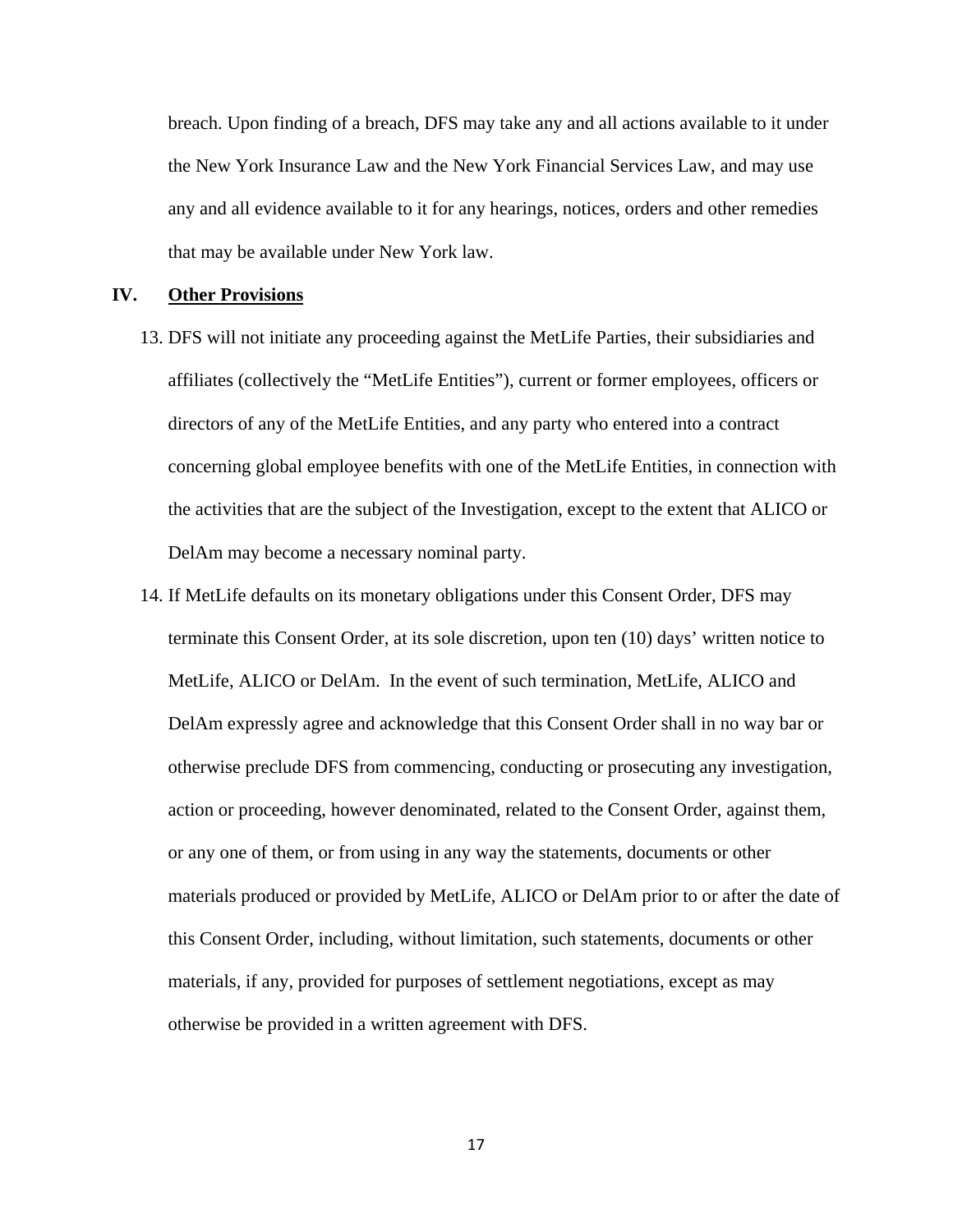breach. Upon finding of a breach, DFS may take any and all actions available to it under the New York Insurance Law and the New York Financial Services Law, and may use any and all evidence available to it for any hearings, notices, orders and other remedies that may be available under New York law.

## IV. Other Provisions

13. DFS will not initiate any proceeding against the MetLife Parties, their subsidiaries and affiliates (collectively the "MetLife Entities"), current or former employees, officers or directors of any of the MetLife Entities, and any party who entered into a contract concerning global employee benefits with one of the MetLife Entities, in connection with the activities that are the subject of the Investigation, except to the extent that ALICO or DelAm may become a necessary nominal party.

14. If MetLife defaults on its monetary obligations under this Consent Order, DFS may terminate this Consent Order, at its sole discretion, upon ten (10) days' written notice to MetLife, ALICO or DelAm. In the event of such termination, MetLife, ALICO and DelAm expressly agree and acknowledge that this Consent Order shall in no way bar or otherwise preclude DFS from commencing, conducting or prosecuting any investigation, action or proceeding, however denominated, related to the Consent Order, against them, or any one of them, or from using in any way the statements, documents or other materials produced or provided by MetLife, ALICO or DelAm prior to or after the date of this Consent Order, including, without limitation, such statements, documents or other materials, if any, provided for purposes of settlement negotiations, except as may otherwise be provided in a written agreement with DFS.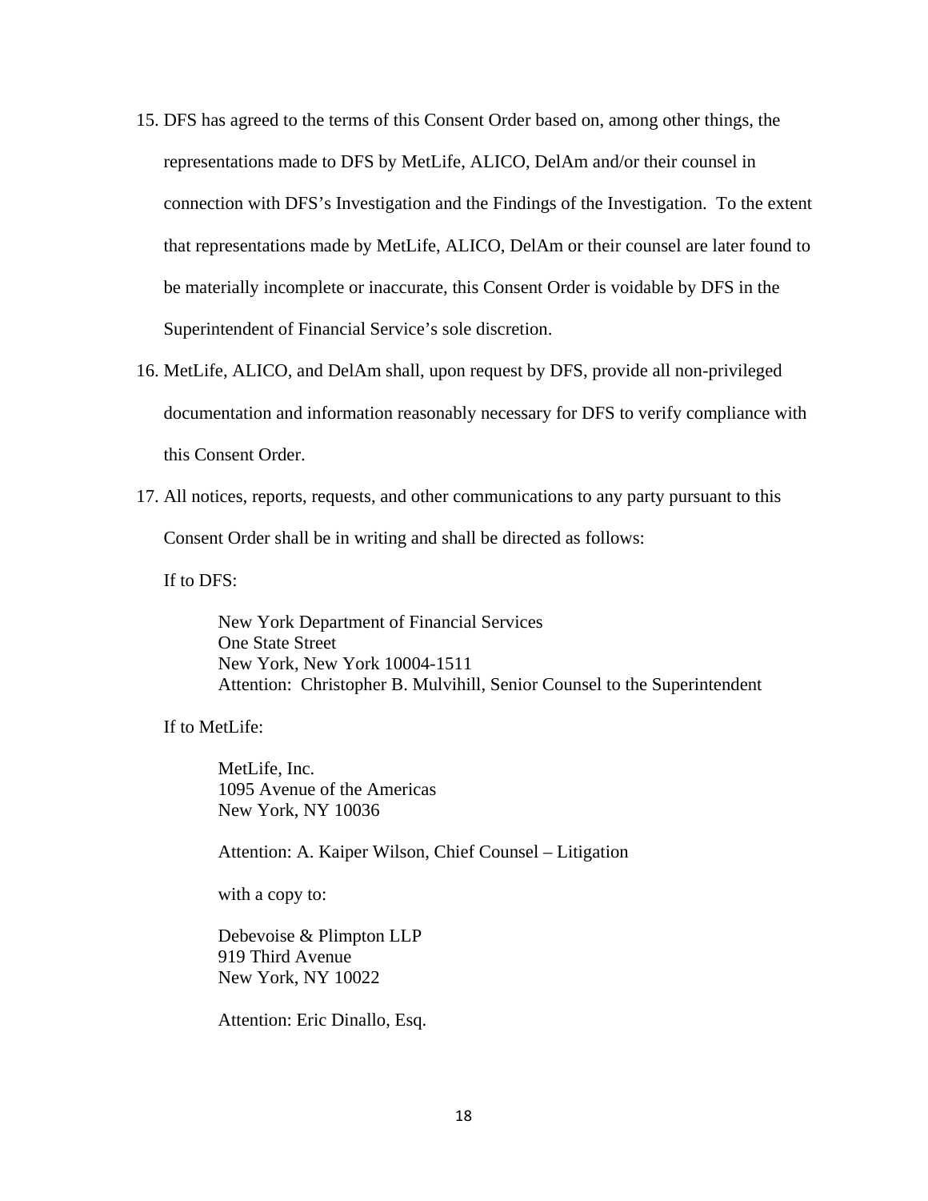15. DFS has agreed to the terms of this Consent Order based on, among other things, the representations made to DFS by MetLife, ALICO, DelAm and/or their counsel in connection with DFS's Investigation and the Findings of the Investigation. To the extent that representations made by MetLife, ALICO, DelAm or their counsel are later found to be materially incomplete or inaccurate, this Consent Order is voidable by DFS in the Superintendent of Financial Service's sole discretion.

16. MetLife, ALICO, and DelAm shall, upon request by DFS, provide all non-privileged documentation and information reasonably necessary for DFS to verify compliance with this Consent Order.

17. All notices, reports, requests, and other communications to any party pursuant to this Consent Order shall be in writing and shall be directed as follows:

    If to DFS:

    > New York Department of Financial Services
    > One State Street
    > New York, New York 10004-1511
    > Attention: Christopher B. Mulvihill, Senior Counsel to the Superintendent

    If to MetLife:

    > MetLife, Inc.
    > 1095 Avenue of the Americas
    > New York, NY 10036
    >
    > Attention: A. Kaiper Wilson, Chief Counsel – Litigation
    >
    > with a copy to:
    >
    > Debevoise & Plimpton LLP
    > 919 Third Avenue
    > New York, NY 10022
    >
    > Attention: Eric Dinallo, Esq.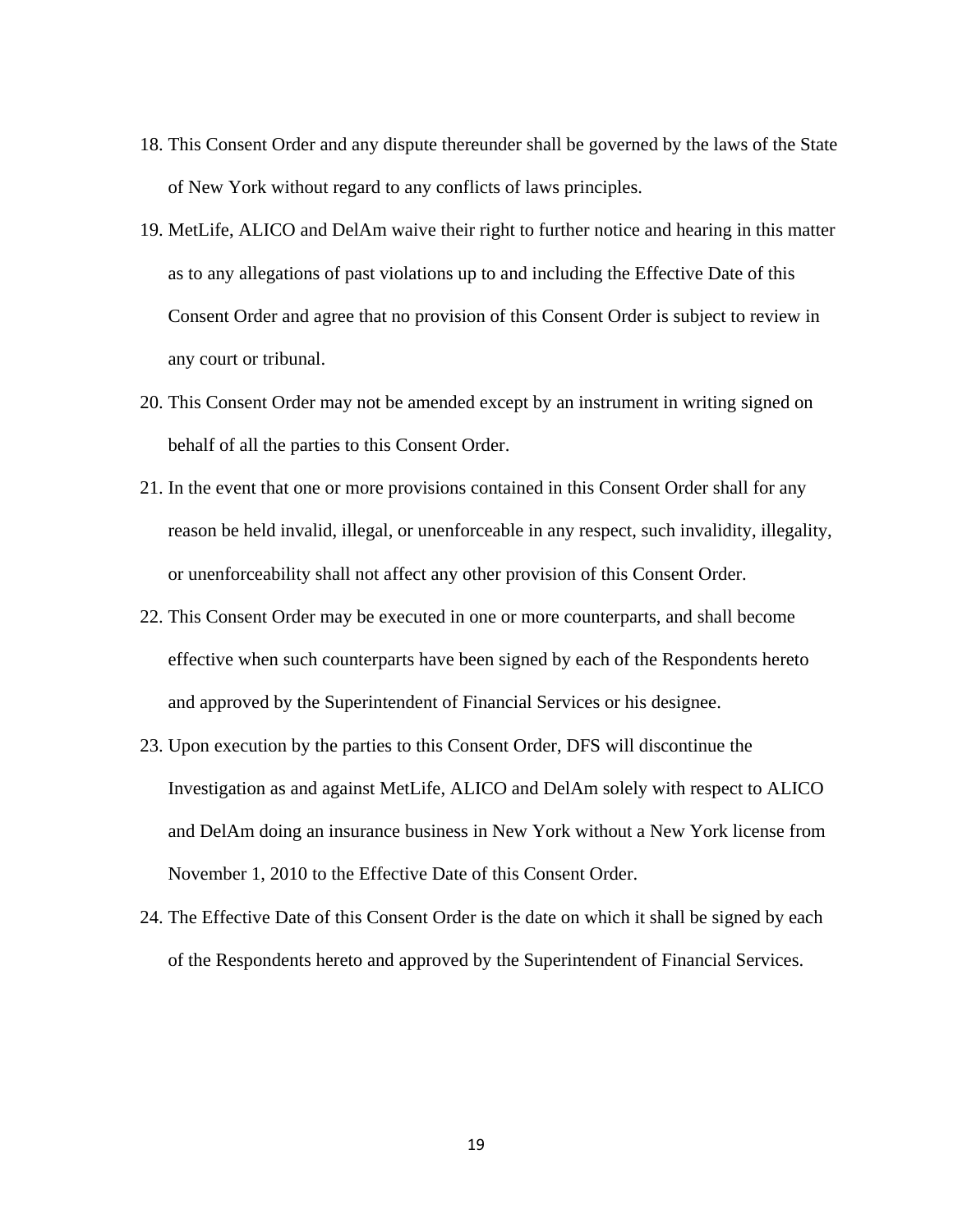18. This Consent Order and any dispute thereunder shall be governed by the laws of the State of New York without regard to any conflicts of laws principles.

19. MetLife, ALICO and DelAm waive their right to further notice and hearing in this matter as to any allegations of past violations up to and including the Effective Date of this Consent Order and agree that no provision of this Consent Order is subject to review in any court or tribunal.

20. This Consent Order may not be amended except by an instrument in writing signed on behalf of all the parties to this Consent Order.

21. In the event that one or more provisions contained in this Consent Order shall for any reason be held invalid, illegal, or unenforceable in any respect, such invalidity, illegality, or unenforceability shall not affect any other provision of this Consent Order.

22. This Consent Order may be executed in one or more counterparts, and shall become effective when such counterparts have been signed by each of the Respondents hereto and approved by the Superintendent of Financial Services or his designee.

23. Upon execution by the parties to this Consent Order, DFS will discontinue the Investigation as and against MetLife, ALICO and DelAm solely with respect to ALICO and DelAm doing an insurance business in New York without a New York license from November 1, 2010 to the Effective Date of this Consent Order.

24. The Effective Date of this Consent Order is the date on which it shall be signed by each of the Respondents hereto and approved by the Superintendent of Financial Services.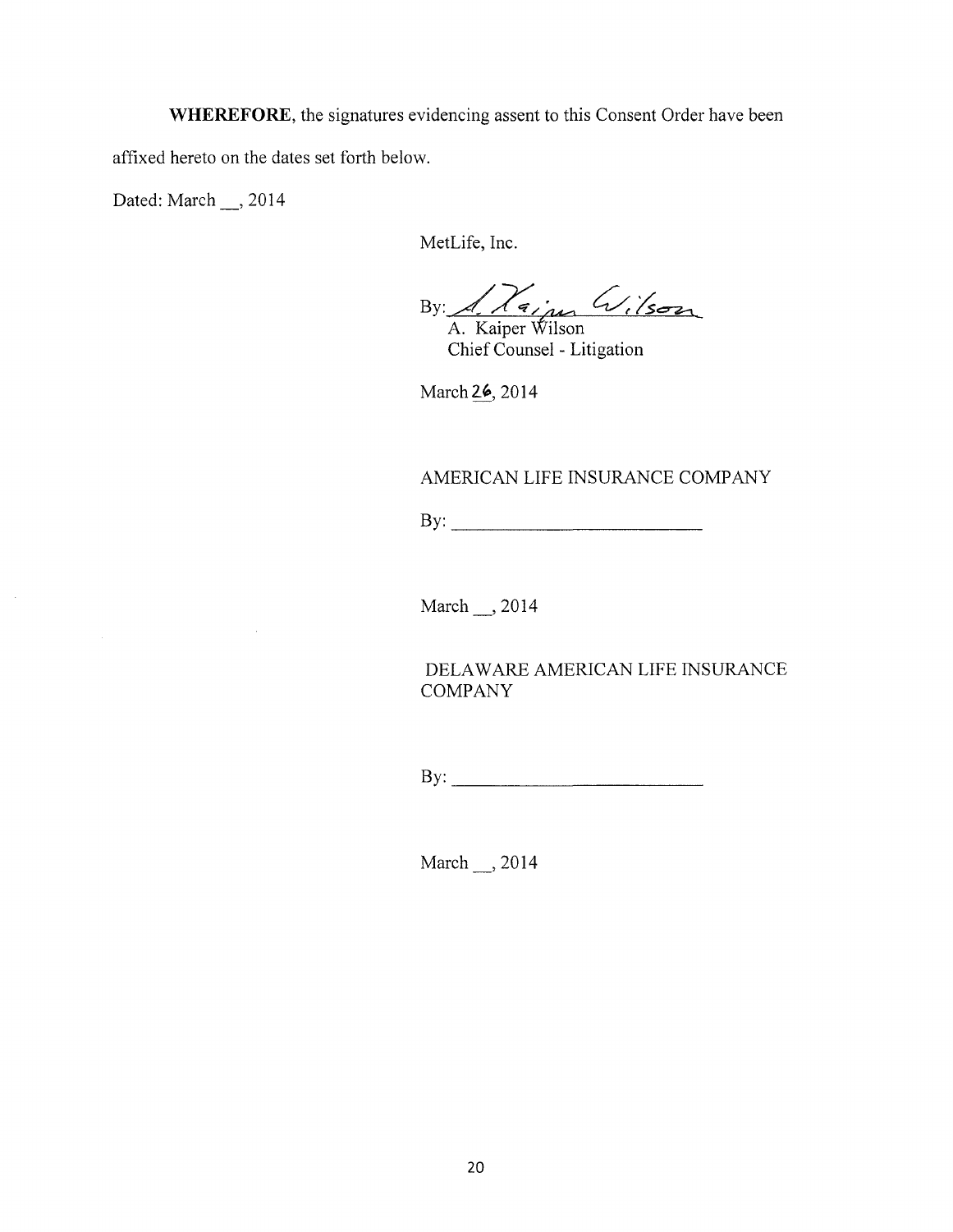**WHEREFORE**, the signatures evidencing assent to this Consent Order have been affixed hereto on the dates set forth below.

Dated: March __, 2014

MetLife, Inc.

By: A. Kaiper Wilson
A. Kaiper Wilson
Chief Counsel - Litigation

March 26, 2014

AMERICAN LIFE INSURANCE COMPANY

By: ____________________________

March __, 2014

DELAWARE AMERICAN LIFE INSURANCE COMPANY

By: ____________________________

March __, 2014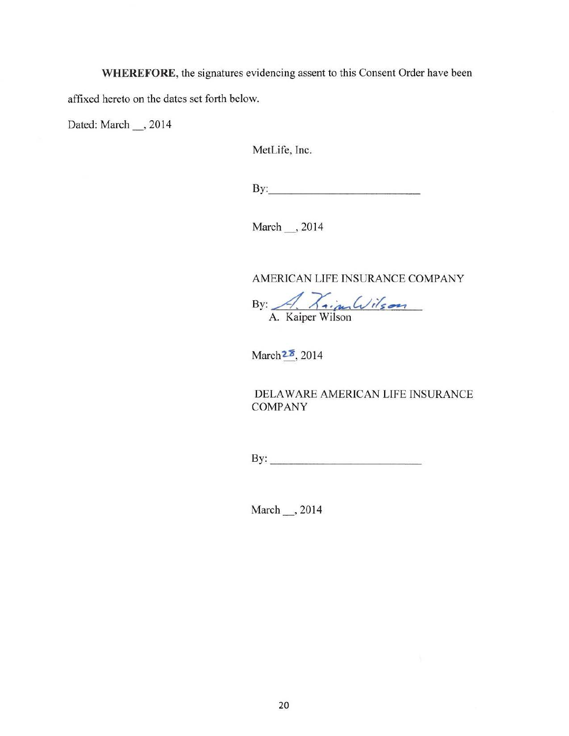**WHEREFORE**, the signatures evidencing assent to this Consent Order have been affixed hereto on the dates set forth below.

Dated: March __, 2014

MetLife, Inc.

By:____________________________

March __, 2014

AMERICAN LIFE INSURANCE COMPANY

By: A. Kaiper Wilson
A. Kaiper Wilson

March 28, 2014

DELAWARE AMERICAN LIFE INSURANCE COMPANY

By: ____________________________

March __, 2014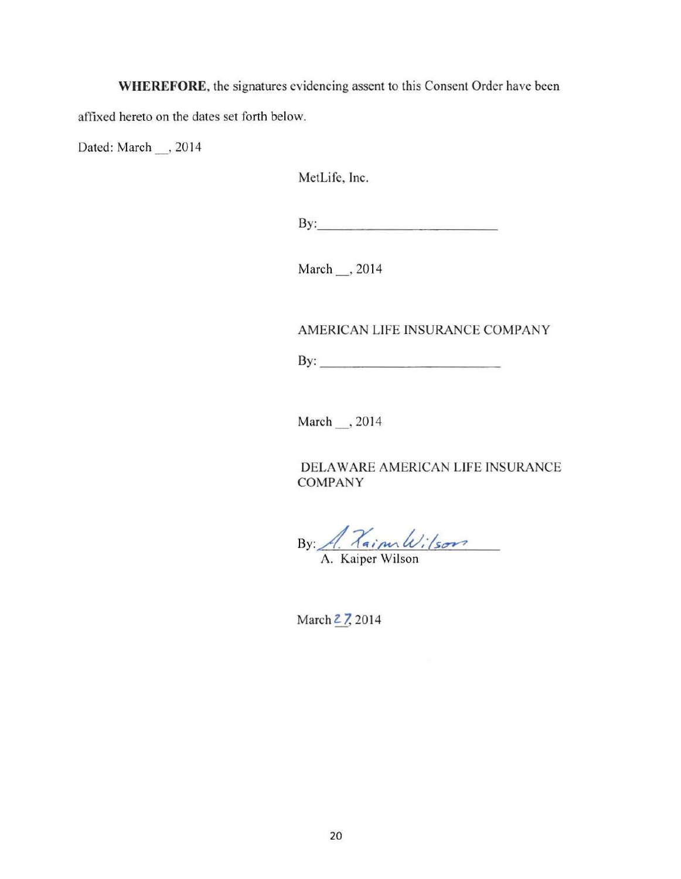**WHEREFORE**, the signatures evidencing assent to this Consent Order have been affixed hereto on the dates set forth below.

Dated: March __, 2014

MetLife, Inc.

By:\_\_\_\_\_\_\_\_\_\_\_\_\_\_\_\_\_\_\_\_\_\_\_\_

March __, 2014

AMERICAN LIFE INSURANCE COMPANY

By: \_\_\_\_\_\_\_\_\_\_\_\_\_\_\_\_\_\_\_\_\_\_\_\_

March __, 2014

DELAWARE AMERICAN LIFE INSURANCE COMPANY

By: A. Kaiper Wilson
A. Kaiper Wilson

March 27, 2014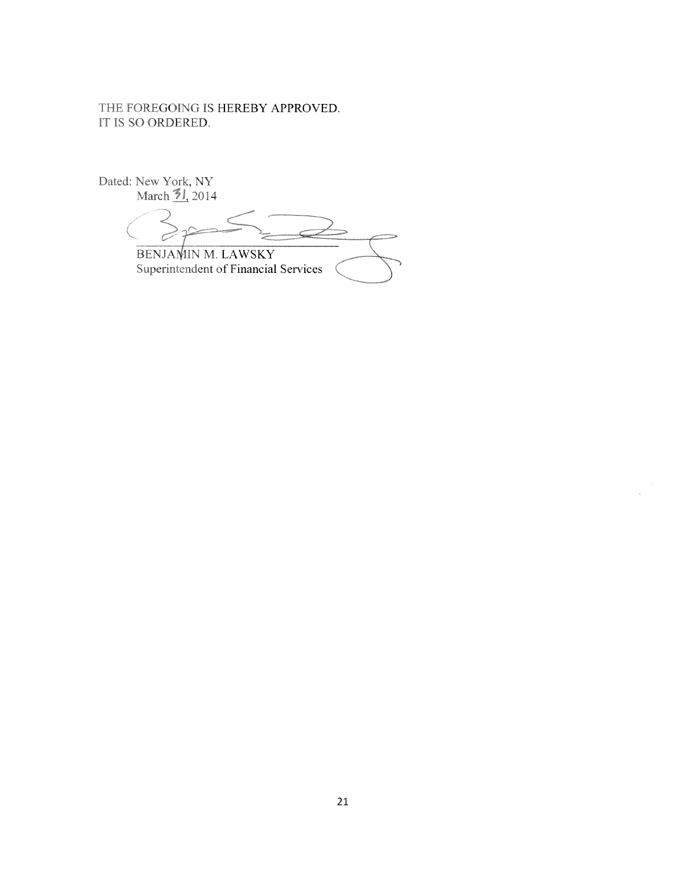THE FOREGOING IS HEREBY APPROVED.
IT IS SO ORDERED.

Dated: New York, NY
March 31, 2014

BENJAMIN M. LAWSKY
Superintendent of Financial Services